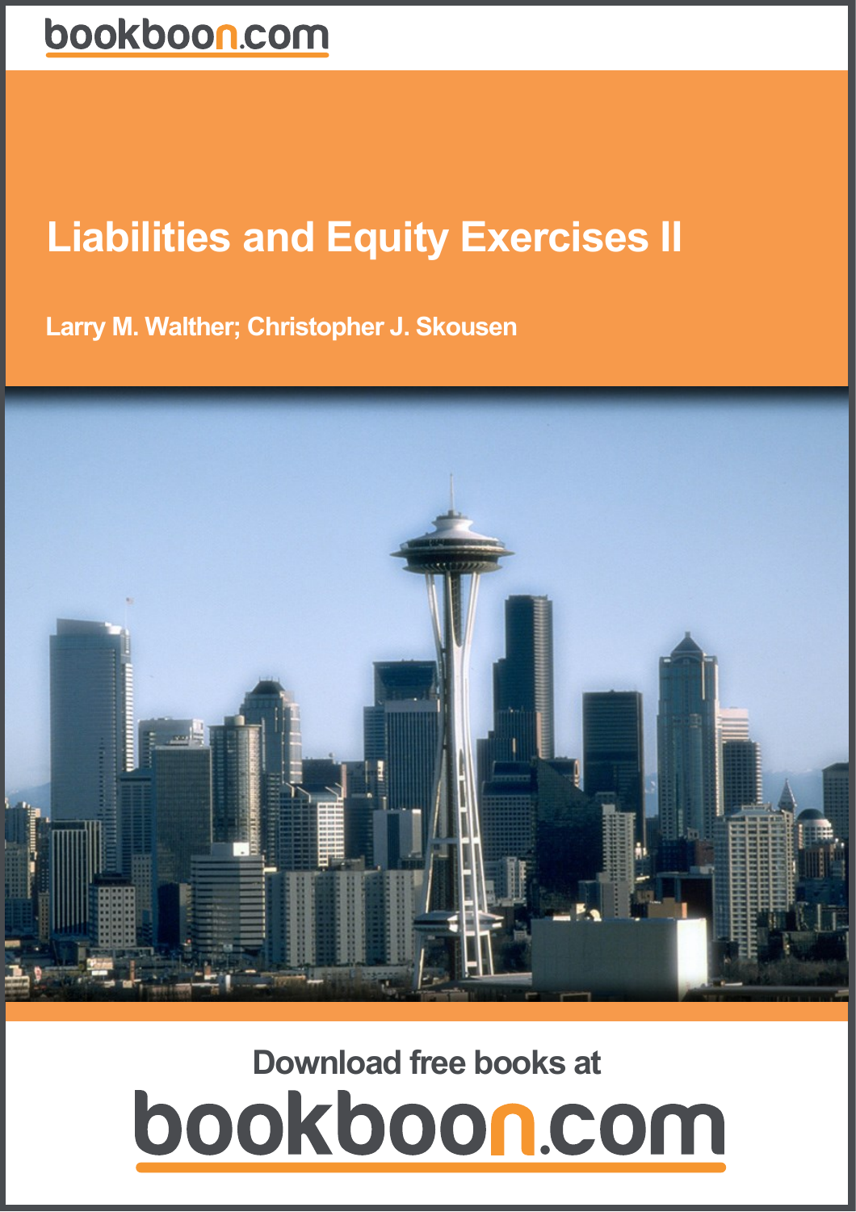bookboon.com

# Liabilities and Equity Exercises II

**Larry M. Walther; Christopher J. Skousen**

Download free books at

bookboon.com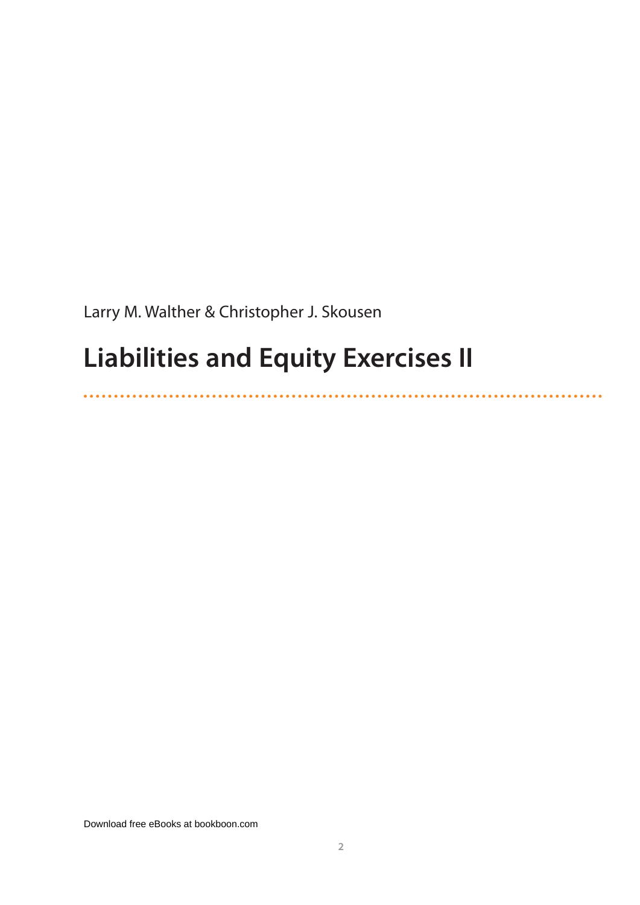Larry M. Walther & Christopher J. Skousen

# Liabilities and Equity Exercises II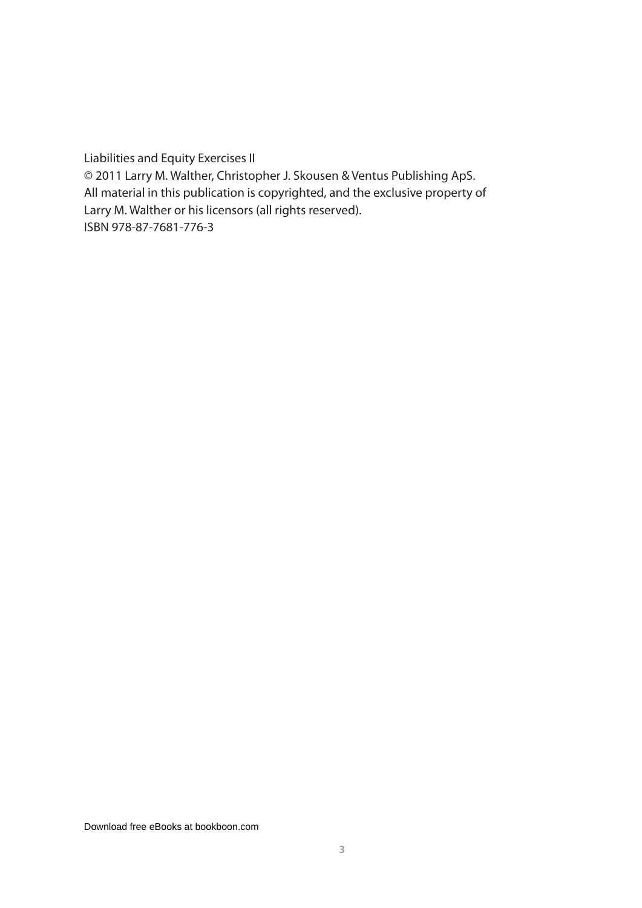Liabilities and Equity Exercises II
© 2011 Larry M. Walther, Christopher J. Skousen & Ventus Publishing ApS.
All material in this publication is copyrighted, and the exclusive property of
Larry M. Walther or his licensors (all rights reserved).
ISBN 978-87-7681-776-3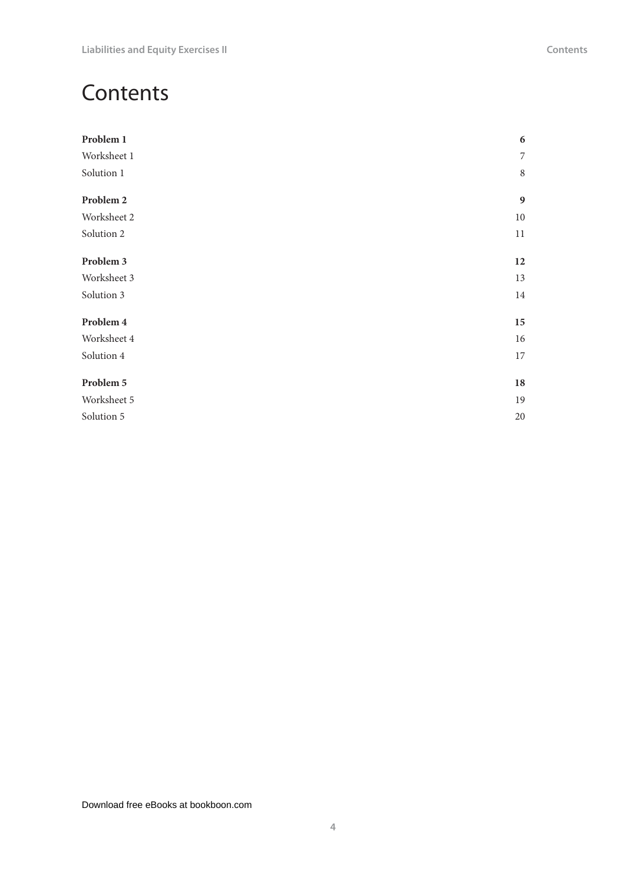# Contents

| | |
|---|---|
| **Problem 1** | **6** |
| Worksheet 1 | 7 |
| Solution 1 | 8 |
| **Problem 2** | **9** |
| Worksheet 2 | 10 |
| Solution 2 | 11 |
| **Problem 3** | **12** |
| Worksheet 3 | 13 |
| Solution 3 | 14 |
| **Problem 4** | **15** |
| Worksheet 4 | 16 |
| Solution 4 | 17 |
| **Problem 5** | **18** |
| Worksheet 5 | 19 |
| Solution 5 | 20 |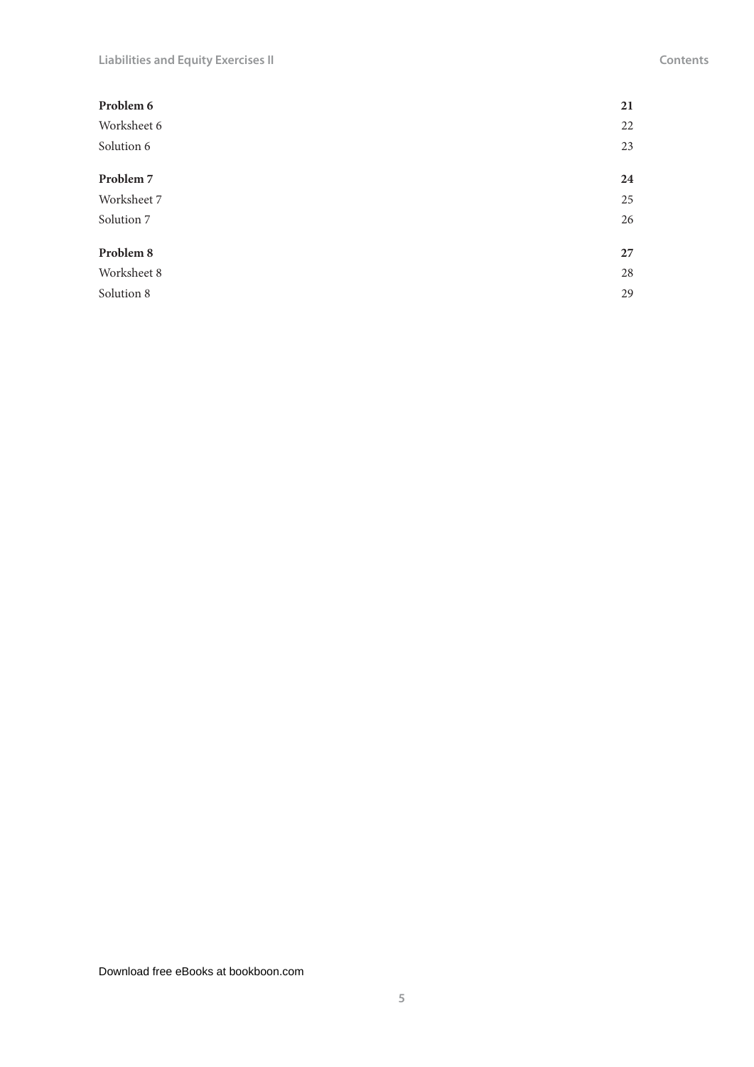**Problem 6** **21**

Worksheet 6 22

Solution 6 23

**Problem 7** **24**

Worksheet 7 25

Solution 7 26

**Problem 8** **27**

Worksheet 8 28

Solution 8 29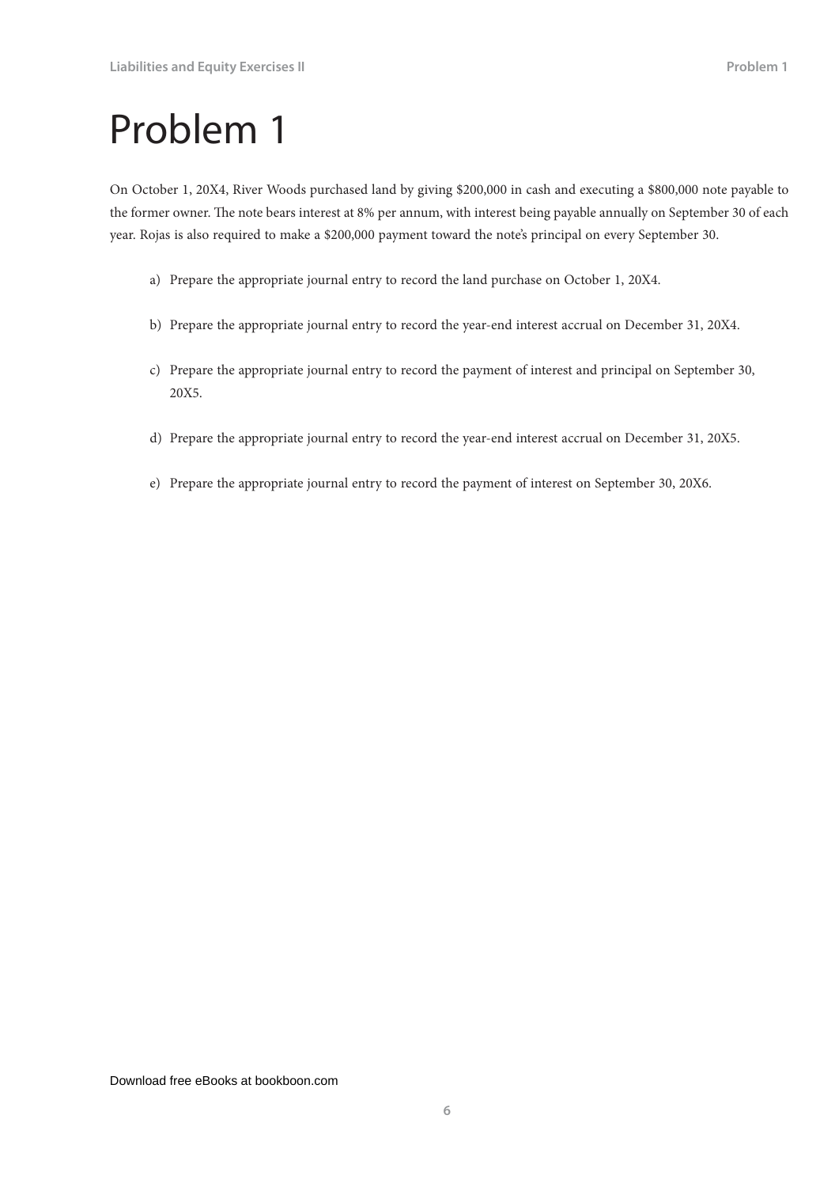# Problem 1

On October 1, 20X4, River Woods purchased land by giving $200,000 in cash and executing a $800,000 note payable to the former owner. The note bears interest at 8% per annum, with interest being payable annually on September 30 of each year. Rojas is also required to make a $200,000 payment toward the note's principal on every September 30.

a) Prepare the appropriate journal entry to record the land purchase on October 1, 20X4.

b) Prepare the appropriate journal entry to record the year-end interest accrual on December 31, 20X4.

c) Prepare the appropriate journal entry to record the payment of interest and principal on September 30, 20X5.

d) Prepare the appropriate journal entry to record the year-end interest accrual on December 31, 20X5.

e) Prepare the appropriate journal entry to record the payment of interest on September 30, 20X6.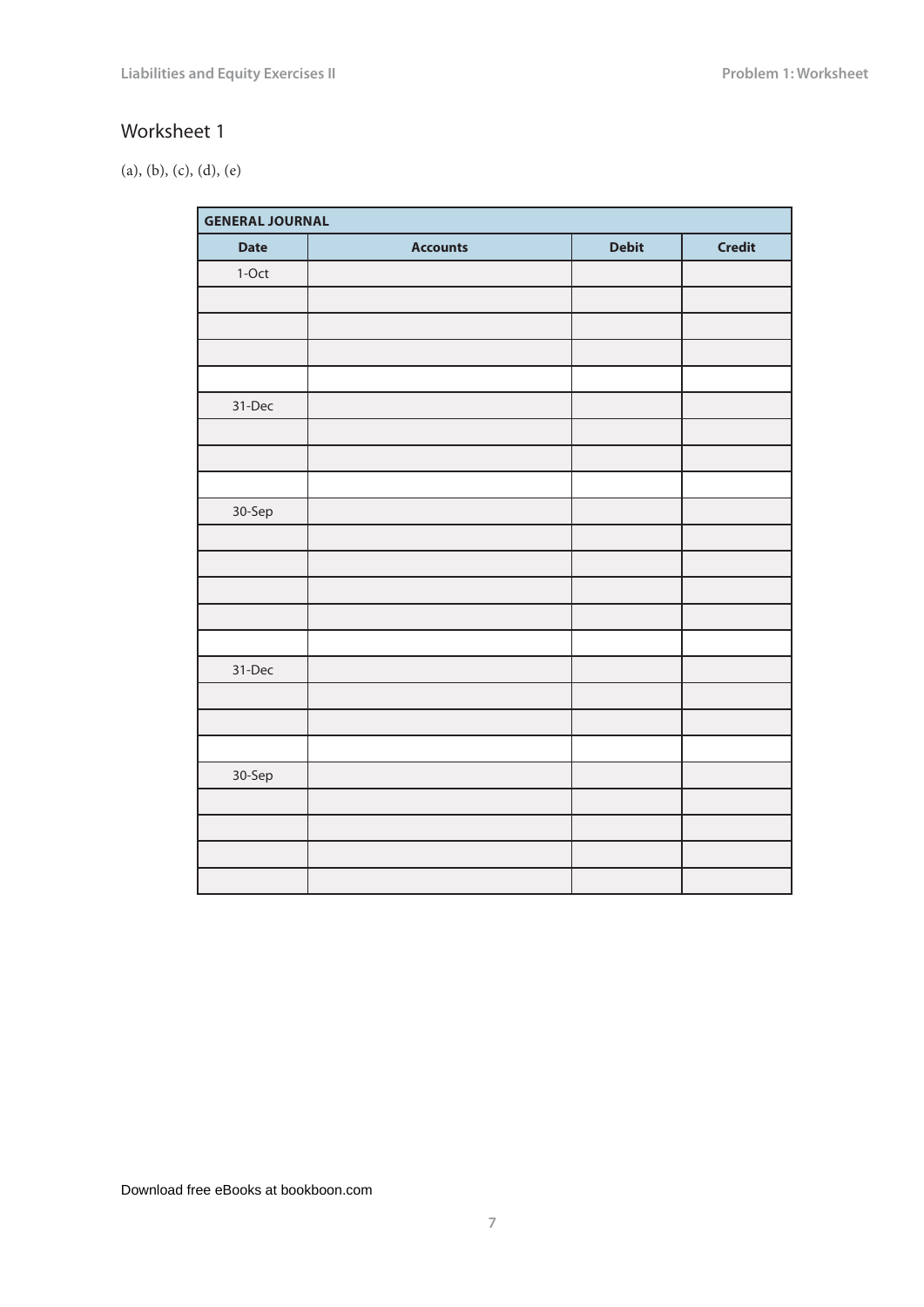## Worksheet 1

(a), (b), (c), (d), (e)

| GENERAL JOURNAL | | | |
|---|---|---|---|
| **Date** | **Accounts** | **Debit** | **Credit** |
| 1-Oct | | | |
| | | | |
| | | | |
| | | | |
| | | | |
| 31-Dec | | | |
| | | | |
| | | | |
| | | | |
| 30-Sep | | | |
| | | | |
| | | | |
| | | | |
| | | | |
| | | | |
| 31-Dec | | | |
| | | | |
| | | | |
| | | | |
| 30-Sep | | | |
| | | | |
| | | | |
| | | | |
| | | | |

Download free eBooks at bookboon.com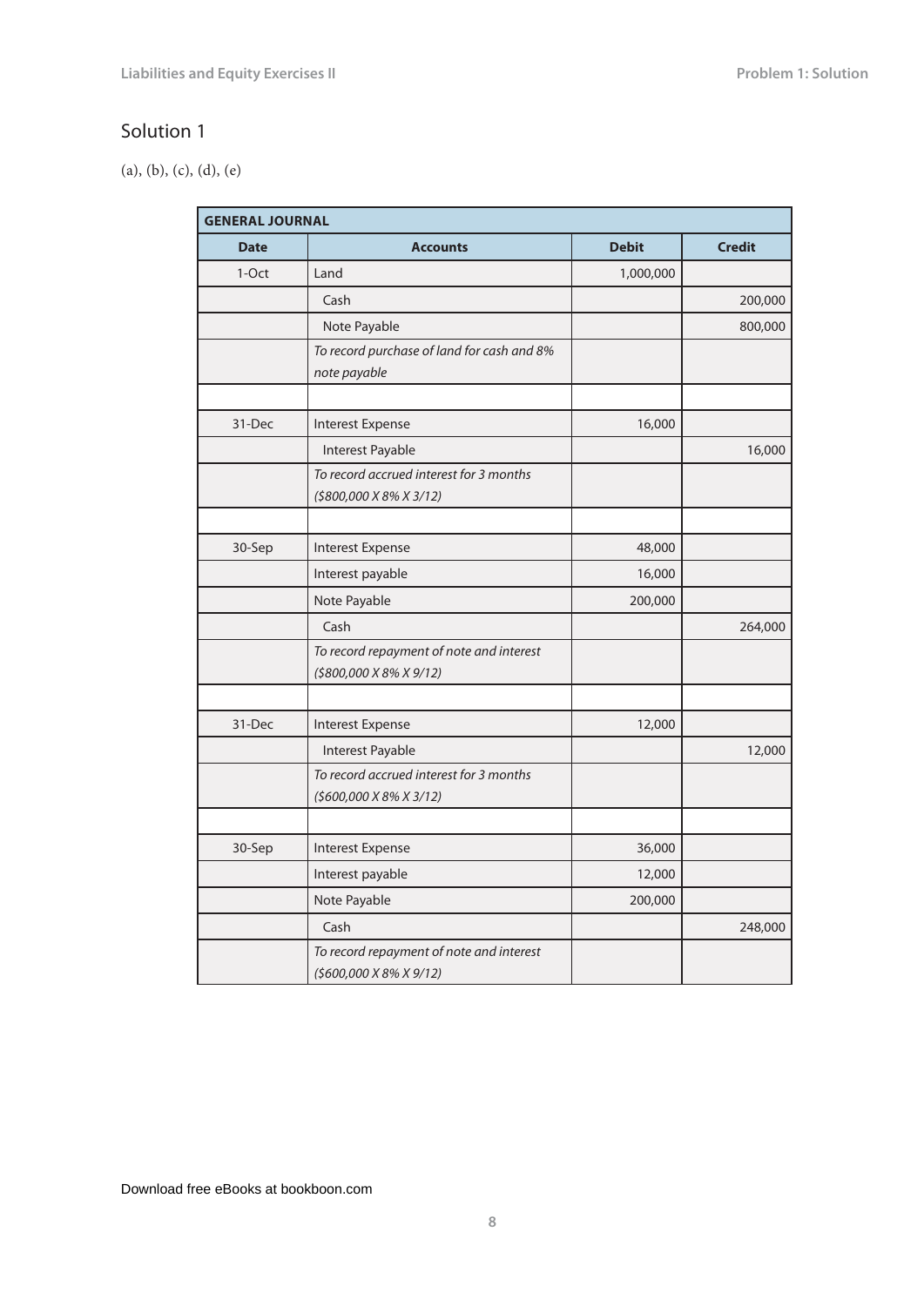## Solution 1

(a), (b), (c), (d), (e)

| GENERAL JOURNAL | | | |
|---|---|---|---|
| **Date** | **Accounts** | **Debit** | **Credit** |
| 1-Oct | Land | 1,000,000 | |
| | Cash | | 200,000 |
| | Note Payable | | 800,000 |
| | *To record purchase of land for cash and 8% note payable* | | |
| | | | |
| 31-Dec | Interest Expense | 16,000 | |
| | Interest Payable | | 16,000 |
| | *To record accrued interest for 3 months ($800,000 X 8% X 3/12)* | | |
| | | | |
| 30-Sep | Interest Expense | 48,000 | |
| | Interest payable | 16,000 | |
| | Note Payable | 200,000 | |
| | Cash | | 264,000 |
| | *To record repayment of note and interest ($800,000 X 8% X 9/12)* | | |
| | | | |
| 31-Dec | Interest Expense | 12,000 | |
| | Interest Payable | | 12,000 |
| | *To record accrued interest for 3 months ($600,000 X 8% X 3/12)* | | |
| | | | |
| 30-Sep | Interest Expense | 36,000 | |
| | Interest payable | 12,000 | |
| | Note Payable | 200,000 | |
| | Cash | | 248,000 |
| | *To record repayment of note and interest ($600,000 X 8% X 9/12)* | | |

Download free eBooks at bookboon.com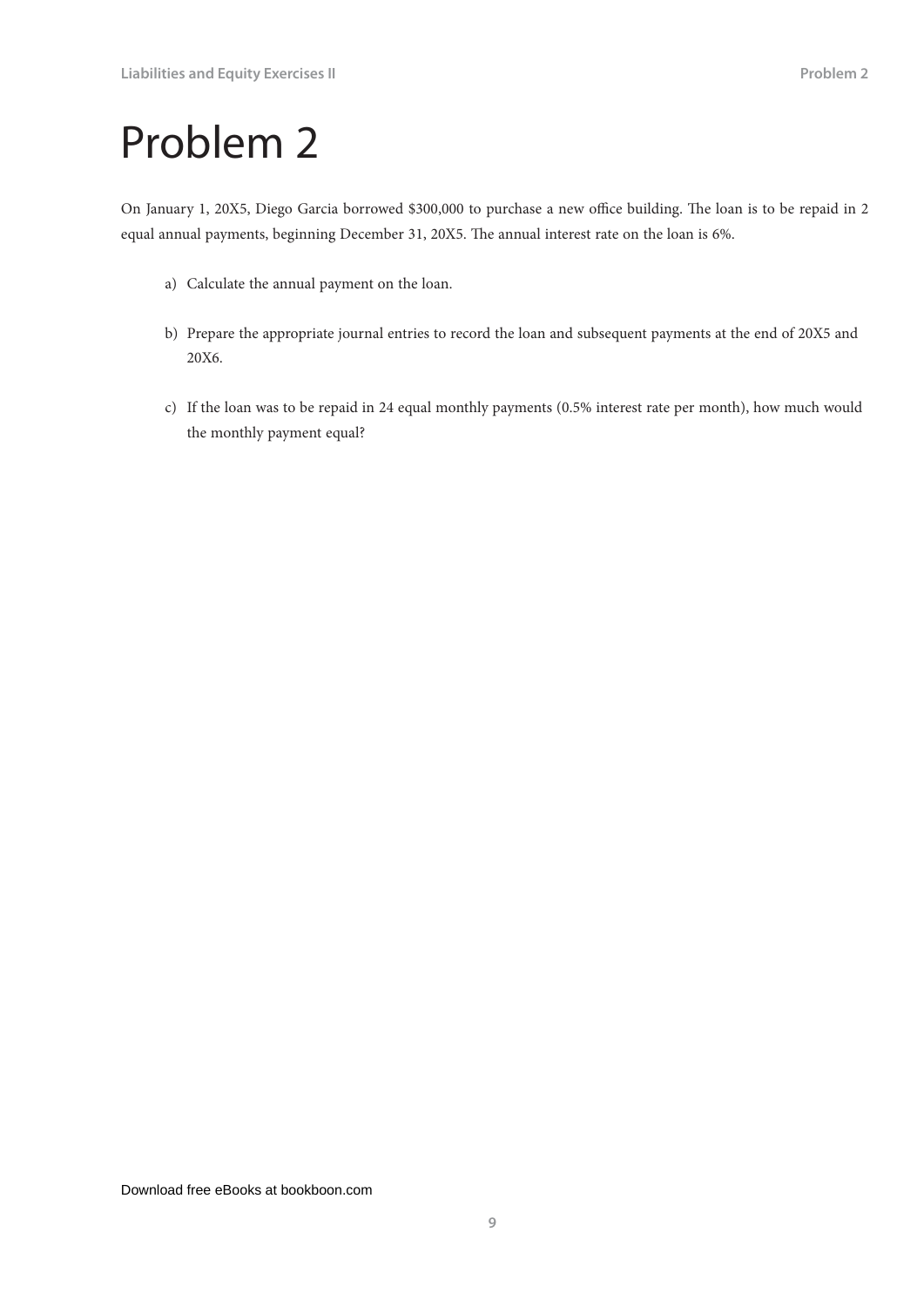# Problem 2

On January 1, 20X5, Diego Garcia borrowed $300,000 to purchase a new office building. The loan is to be repaid in 2 equal annual payments, beginning December 31, 20X5. The annual interest rate on the loan is 6%.

a) Calculate the annual payment on the loan.

b) Prepare the appropriate journal entries to record the loan and subsequent payments at the end of 20X5 and 20X6.

c) If the loan was to be repaid in 24 equal monthly payments (0.5% interest rate per month), how much would the monthly payment equal?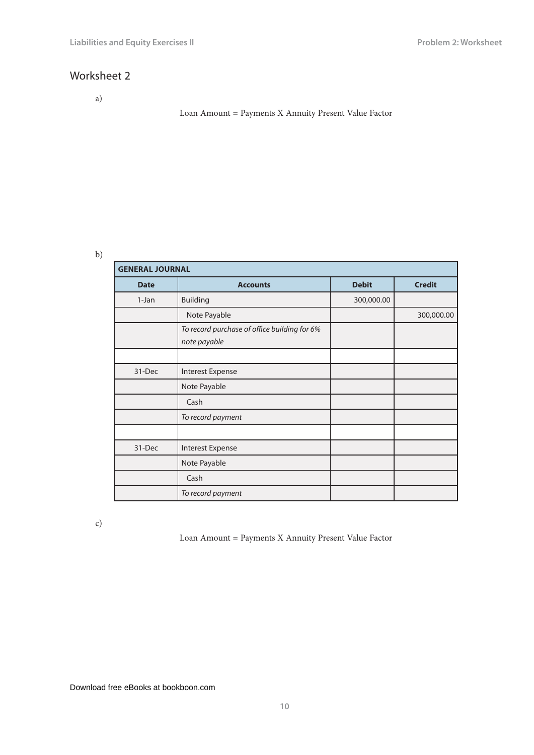# Worksheet 2

a)

Loan Amount = Payments X Annuity Present Value Factor

b)

| GENERAL JOURNAL | | | |
|---|---|---|---|
| **Date** | **Accounts** | **Debit** | **Credit** |
| 1-Jan | Building | 300,000.00 | |
| | Note Payable | | 300,000.00 |
| | *To record purchase of office building for 6% note payable* | | |
| | | | |
| 31-Dec | Interest Expense | | |
| | Note Payable | | |
| | Cash | | |
| | *To record payment* | | |
| | | | |
| 31-Dec | Interest Expense | | |
| | Note Payable | | |
| | Cash | | |
| | *To record payment* | | |

c)

Loan Amount = Payments X Annuity Present Value Factor

Download free eBooks at bookboon.com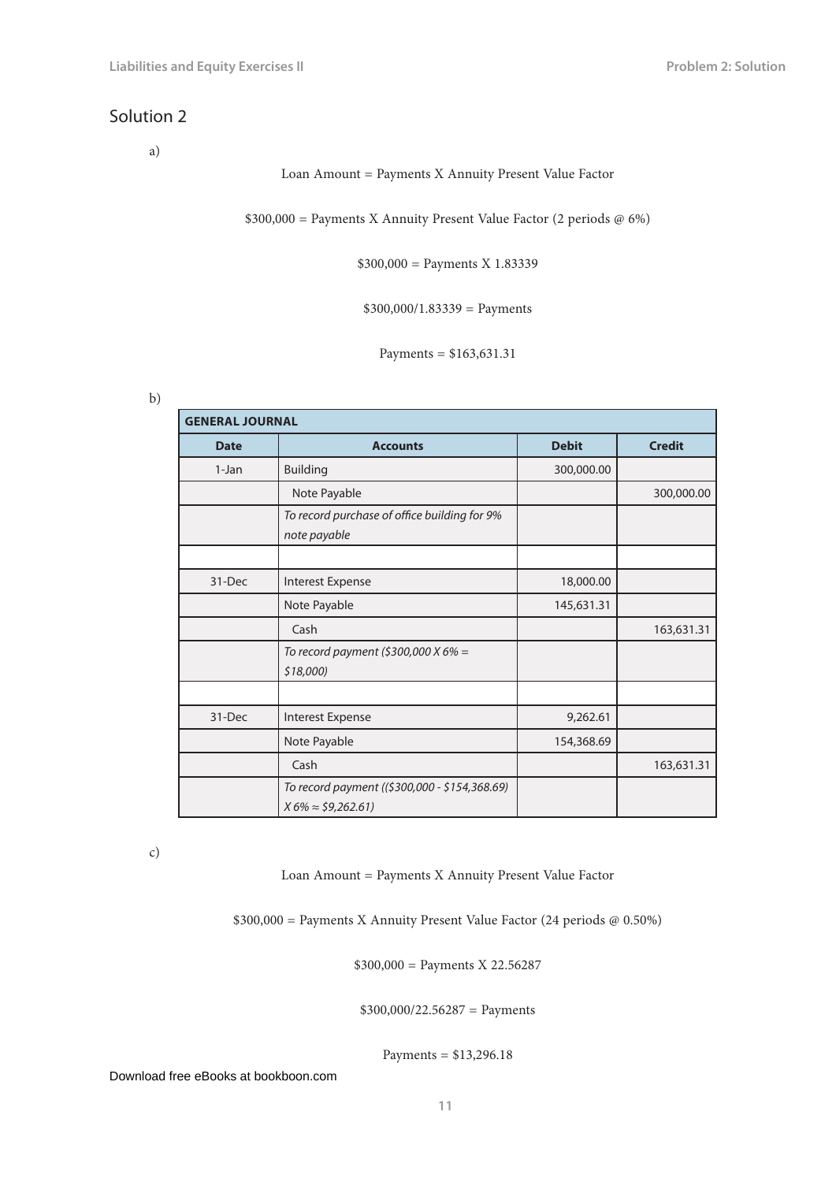## Solution 2

a)

Loan Amount = Payments X Annuity Present Value Factor

$300,000 = Payments X Annuity Present Value Factor (2 periods @ 6%)

$300,000 = Payments X 1.83339

$300,000/1.83339 = Payments

Payments = $163,631.31

b)

| GENERAL JOURNAL | | | |
|---|---|---|---|
| **Date** | **Accounts** | **Debit** | **Credit** |
| 1-Jan | Building | 300,000.00 | |
| | Note Payable | | 300,000.00 |
| | *To record purchase of office building for 9% note payable* | | |
| | | | |
| 31-Dec | Interest Expense | 18,000.00 | |
| | Note Payable | 145,631.31 | |
| | Cash | | 163,631.31 |
| | *To record payment ($300,000 X 6% = $18,000)* | | |
| | | | |
| 31-Dec | Interest Expense | 9,262.61 | |
| | Note Payable | 154,368.69 | |
| | Cash | | 163,631.31 |
| | *To record payment (($300,000 - $154,368.69) X 6% ≈ $9,262.61)* | | |

c)

Loan Amount = Payments X Annuity Present Value Factor

$300,000 = Payments X Annuity Present Value Factor (24 periods @ 0.50%)

$300,000 = Payments X 22.56287

$300,000/22.56287 = Payments

Payments = $13,296.18

Download free eBooks at bookboon.com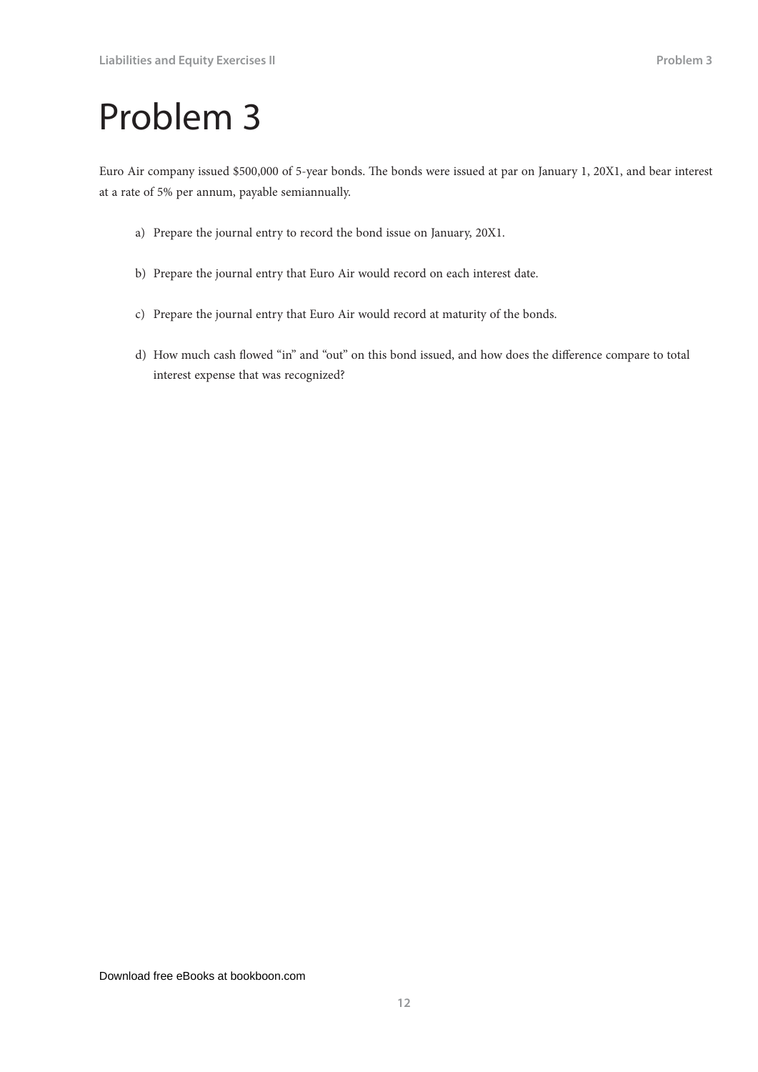# Problem 3

Euro Air company issued $500,000 of 5-year bonds. The bonds were issued at par on January 1, 20X1, and bear interest at a rate of 5% per annum, payable semiannually.

a) Prepare the journal entry to record the bond issue on January, 20X1.

b) Prepare the journal entry that Euro Air would record on each interest date.

c) Prepare the journal entry that Euro Air would record at maturity of the bonds.

d) How much cash flowed "in" and "out" on this bond issued, and how does the difference compare to total interest expense that was recognized?

Download free eBooks at bookboon.com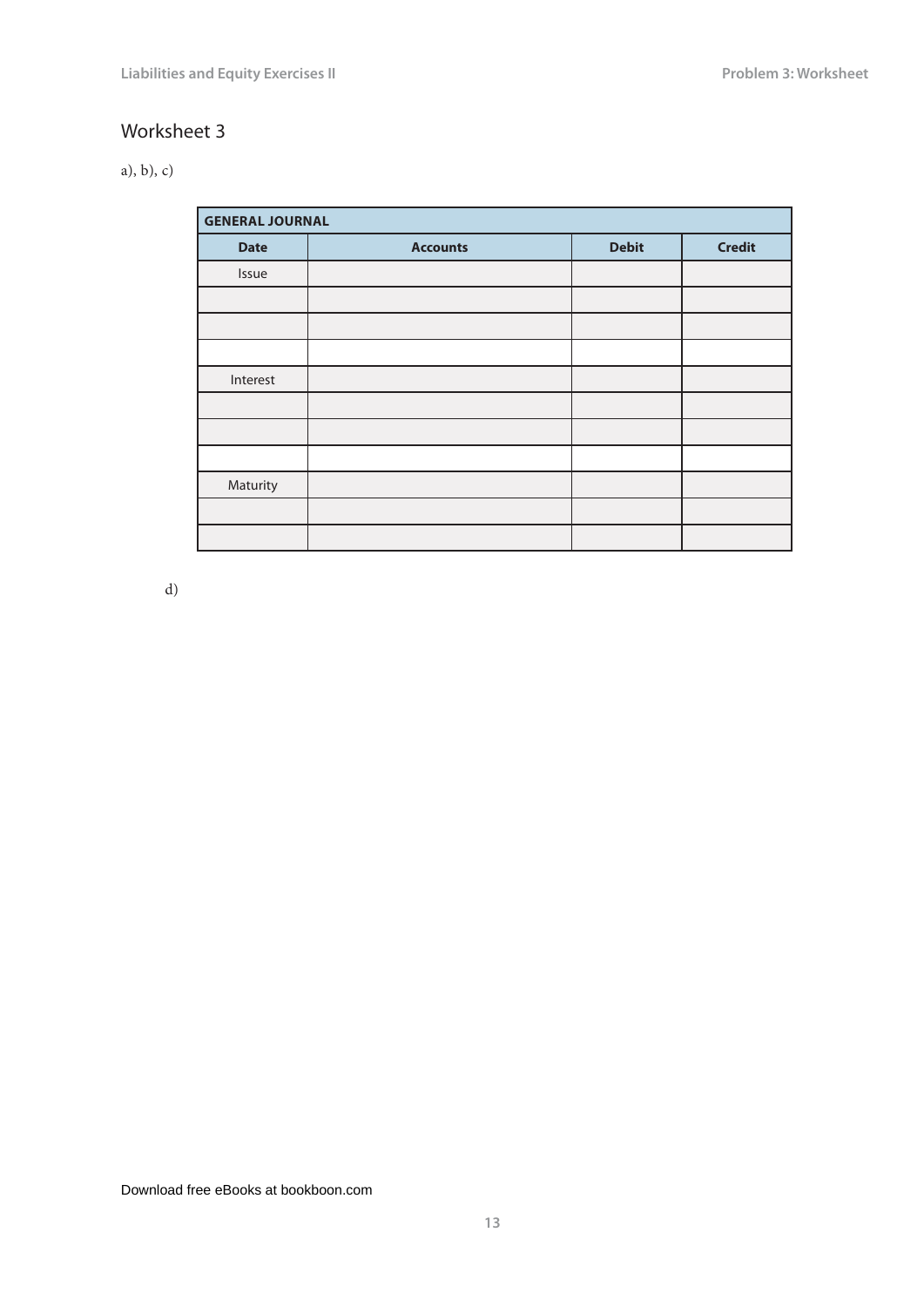## Worksheet 3

a), b), c)

| GENERAL JOURNAL | | | |
|---|---|---|---|
| **Date** | **Accounts** | **Debit** | **Credit** |
| Issue | | | |
| | | | |
| | | | |
| | | | |
| Interest | | | |
| | | | |
| | | | |
| | | | |
| Maturity | | | |
| | | | |
| | | | |

d)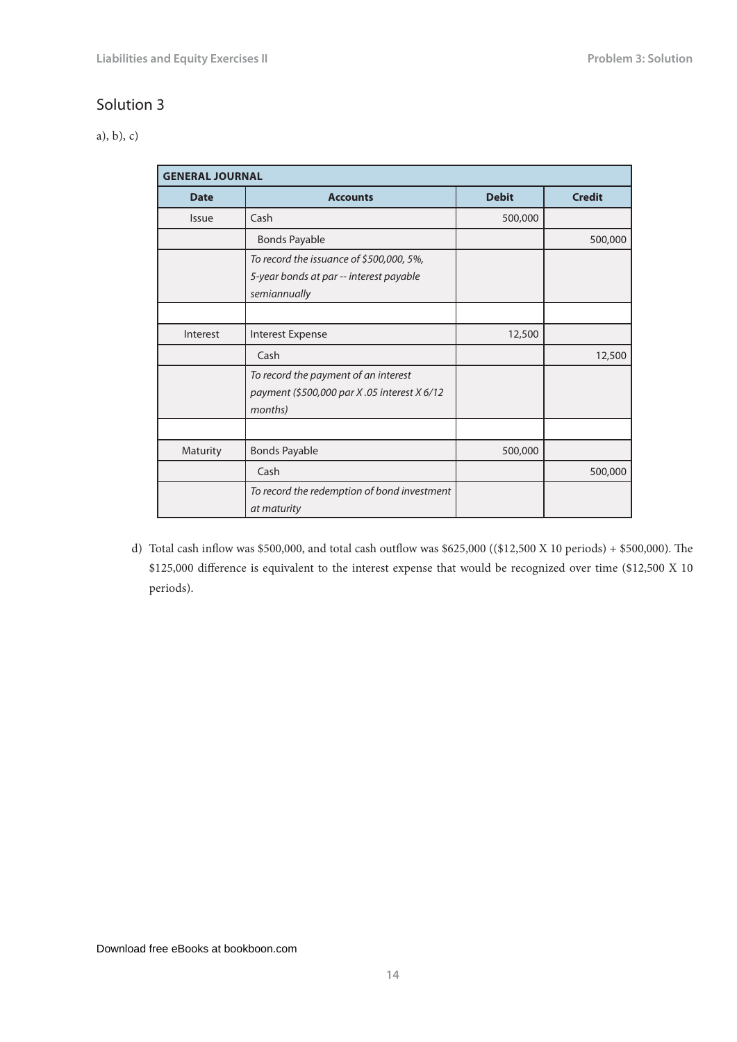## Solution 3

a), b), c)

| GENERAL JOURNAL | | | |
|---|---|---|---|
| **Date** | **Accounts** | **Debit** | **Credit** |
| Issue | Cash | 500,000 | |
| | Bonds Payable | | 500,000 |
| | *To record the issuance of $500,000, 5%, 5-year bonds at par -- interest payable semiannually* | | |
| | | | |
| Interest | Interest Expense | 12,500 | |
| | Cash | | 12,500 |
| | *To record the payment of an interest payment ($500,000 par X .05 interest X 6/12 months)* | | |
| | | | |
| Maturity | Bonds Payable | 500,000 | |
| | Cash | | 500,000 |
| | *To record the redemption of bond investment at maturity* | | |

d) Total cash inflow was $500,000, and total cash outflow was $625,000 (($12,500 X 10 periods) + $500,000). The $125,000 difference is equivalent to the interest expense that would be recognized over time ($12,500 X 10 periods).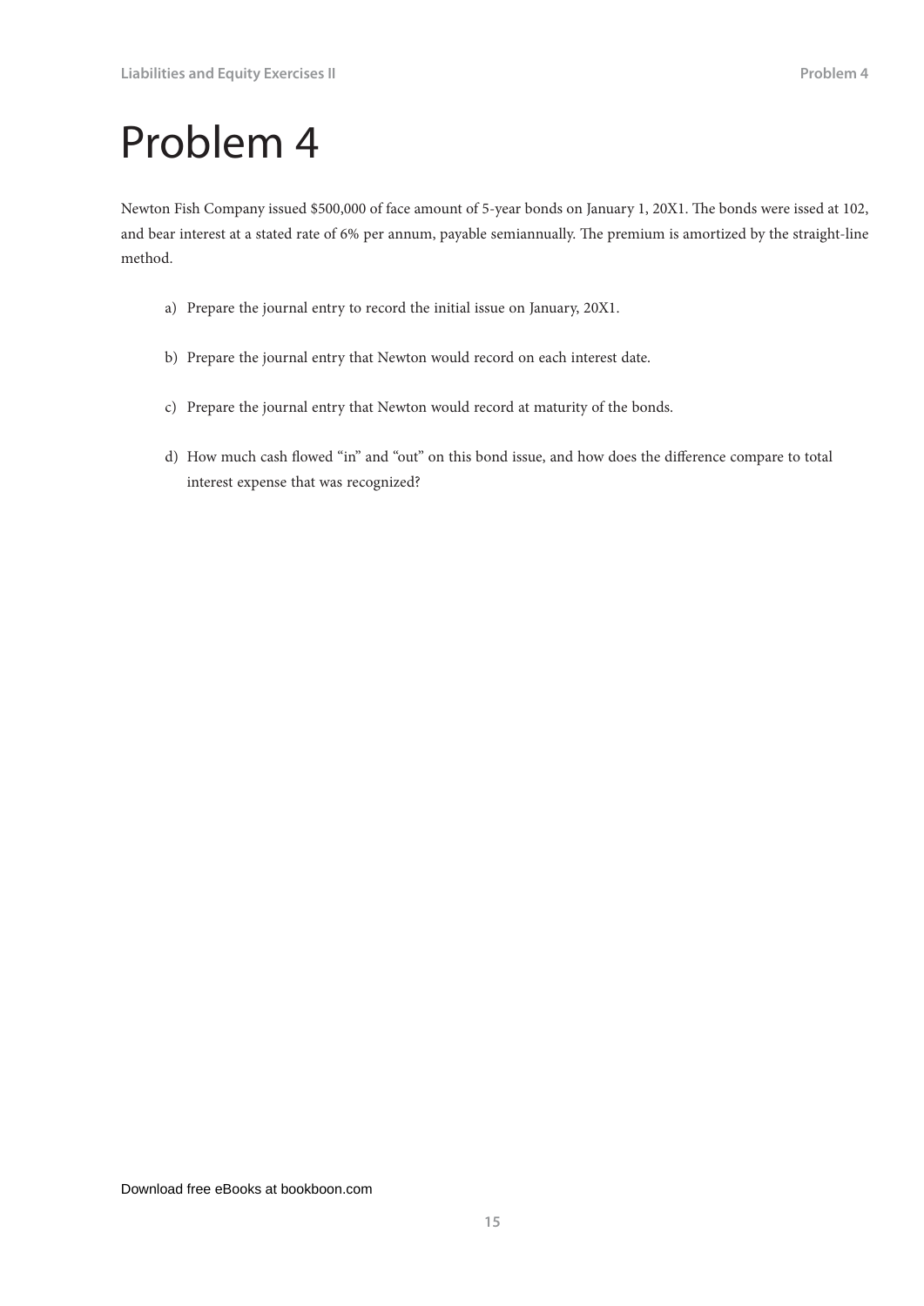# Problem 4

Newton Fish Company issued $500,000 of face amount of 5-year bonds on January 1, 20X1. The bonds were issed at 102, and bear interest at a stated rate of 6% per annum, payable semiannually. The premium is amortized by the straight-line method.

a) Prepare the journal entry to record the initial issue on January, 20X1.

b) Prepare the journal entry that Newton would record on each interest date.

c) Prepare the journal entry that Newton would record at maturity of the bonds.

d) How much cash flowed "in" and "out" on this bond issue, and how does the difference compare to total interest expense that was recognized?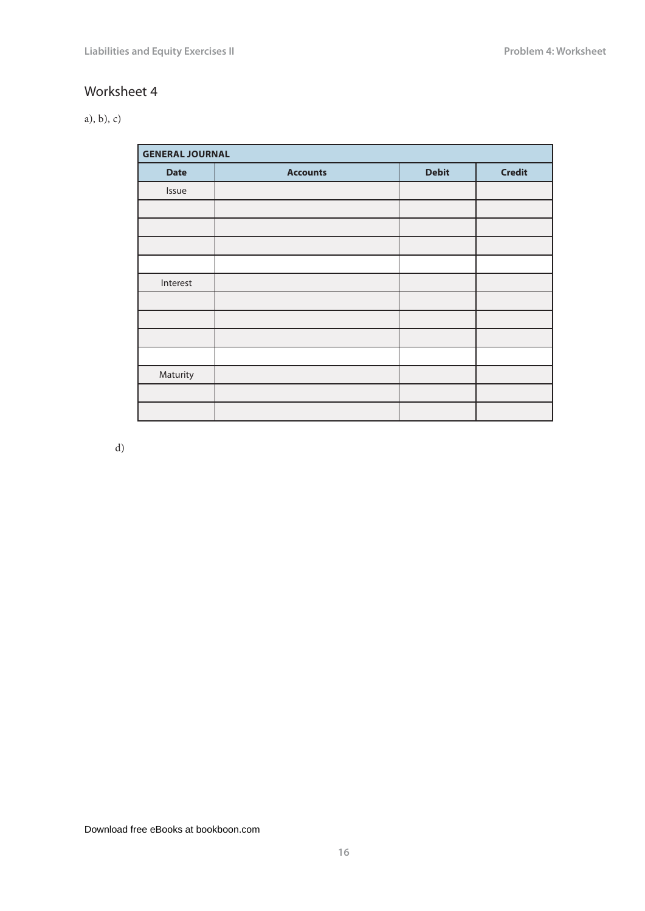## Worksheet 4

a), b), c)

| GENERAL JOURNAL | | | |
|---|---|---|---|
| **Date** | **Accounts** | **Debit** | **Credit** |
| Issue | | | |
| | | | |
| | | | |
| | | | |
| | | | |
| Interest | | | |
| | | | |
| | | | |
| | | | |
| | | | |
| Maturity | | | |
| | | | |
| | | | |

d)

Download free eBooks at bookboon.com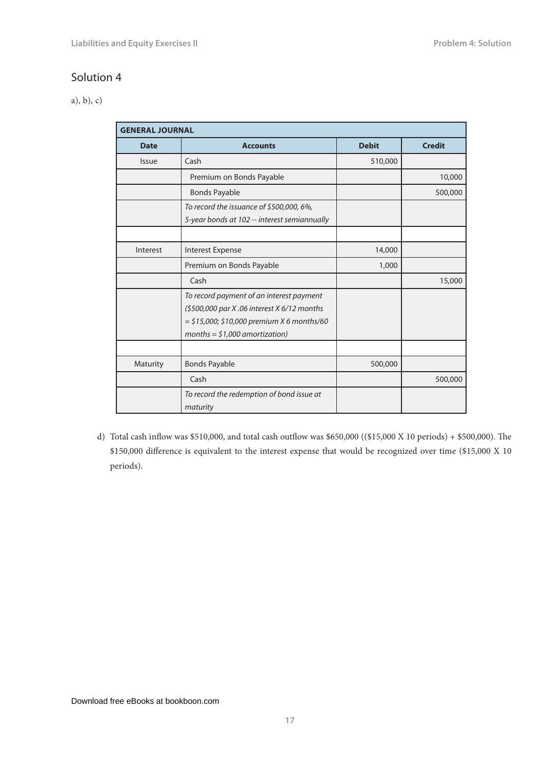## Solution 4

a), b), c)

| GENERAL JOURNAL | | | |
|---|---|---|---|
| **Date** | **Accounts** | **Debit** | **Credit** |
| Issue | Cash | 510,000 | |
| | Premium on Bonds Payable | | 10,000 |
| | Bonds Payable | | 500,000 |
| | *To record the issuance of $500,000, 6%, 5-year bonds at 102 -- interest semiannually* | | |
| | | | |
| Interest | Interest Expense | 14,000 | |
| | Premium on Bonds Payable | 1,000 | |
| | Cash | | 15,000 |
| | *To record payment of an interest payment ($500,000 par X .06 interest X 6/12 months = $15,000; $10,000 premium X 6 months/60 months = $1,000 amortization)* | | |
| | | | |
| Maturity | Bonds Payable | 500,000 | |
| | Cash | | 500,000 |
| | *To record the redemption of bond issue at maturity* | | |

d) Total cash inflow was $510,000, and total cash outflow was $650,000 (($15,000 X 10 periods) + $500,000). The $150,000 difference is equivalent to the interest expense that would be recognized over time ($15,000 X 10 periods).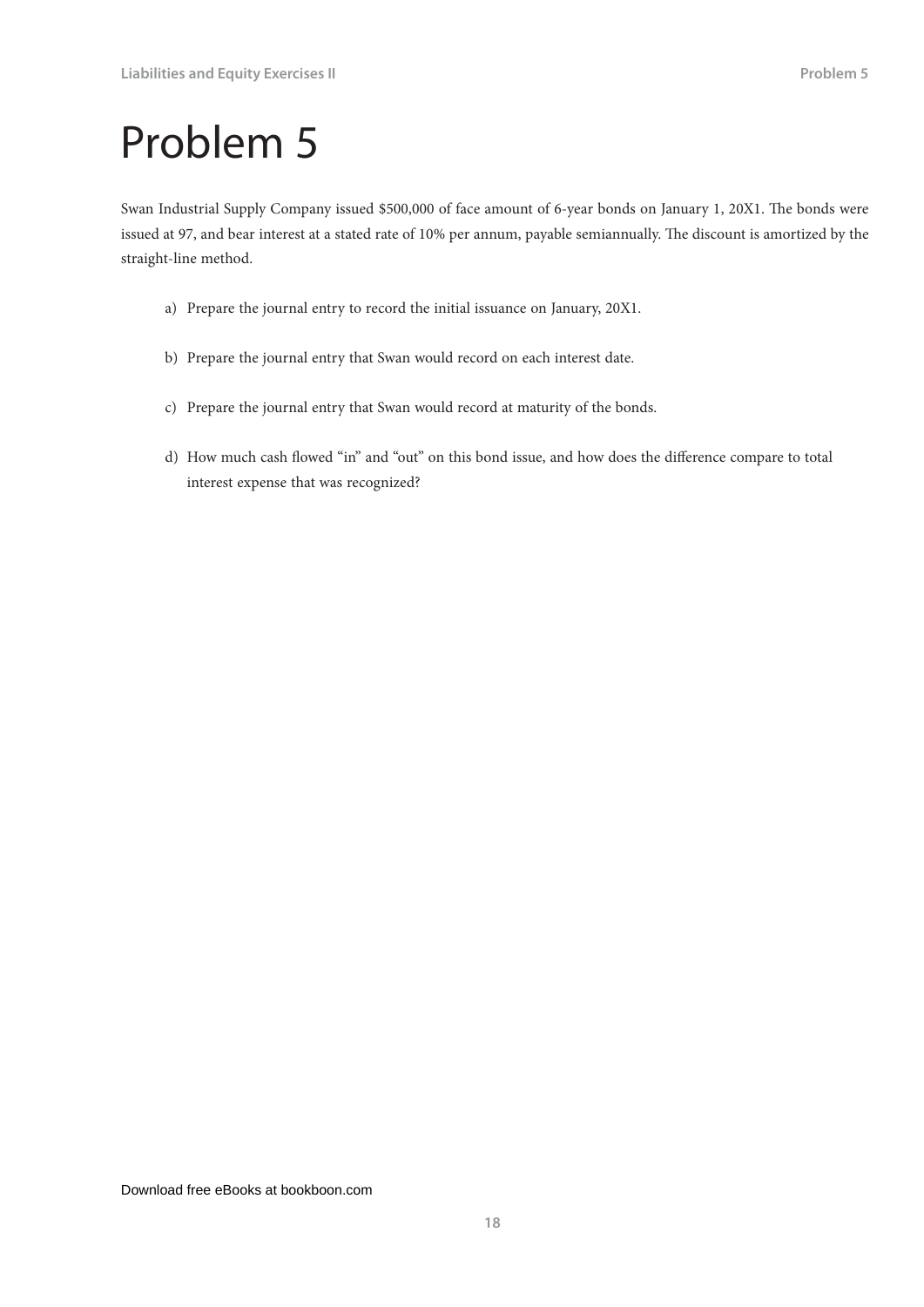# Problem 5

Swan Industrial Supply Company issued $500,000 of face amount of 6-year bonds on January 1, 20X1. The bonds were issued at 97, and bear interest at a stated rate of 10% per annum, payable semiannually. The discount is amortized by the straight-line method.

a) Prepare the journal entry to record the initial issuance on January, 20X1.

b) Prepare the journal entry that Swan would record on each interest date.

c) Prepare the journal entry that Swan would record at maturity of the bonds.

d) How much cash flowed "in" and "out" on this bond issue, and how does the difference compare to total interest expense that was recognized?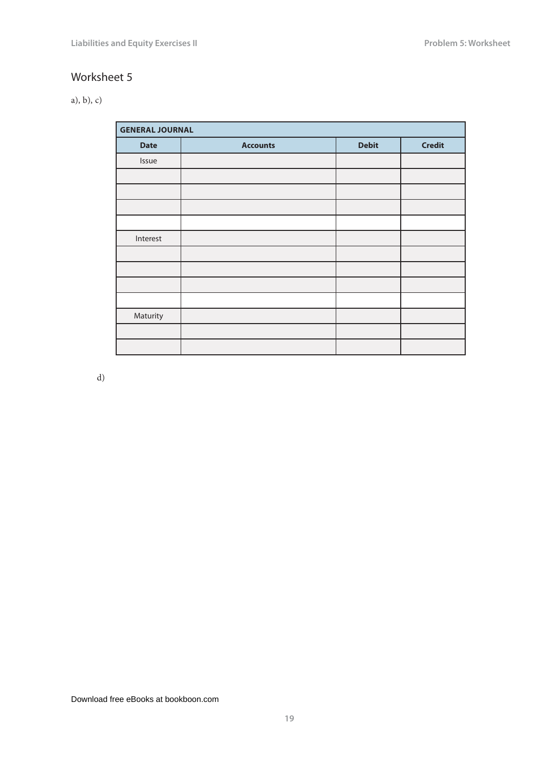# Worksheet 5

a), b), c)

| GENERAL JOURNAL | | | |
|---|---|---|---|
| **Date** | **Accounts** | **Debit** | **Credit** |
| Issue | | | |
| | | | |
| | | | |
| | | | |
| | | | |
| Interest | | | |
| | | | |
| | | | |
| | | | |
| | | | |
| Maturity | | | |
| | | | |
| | | | |

d)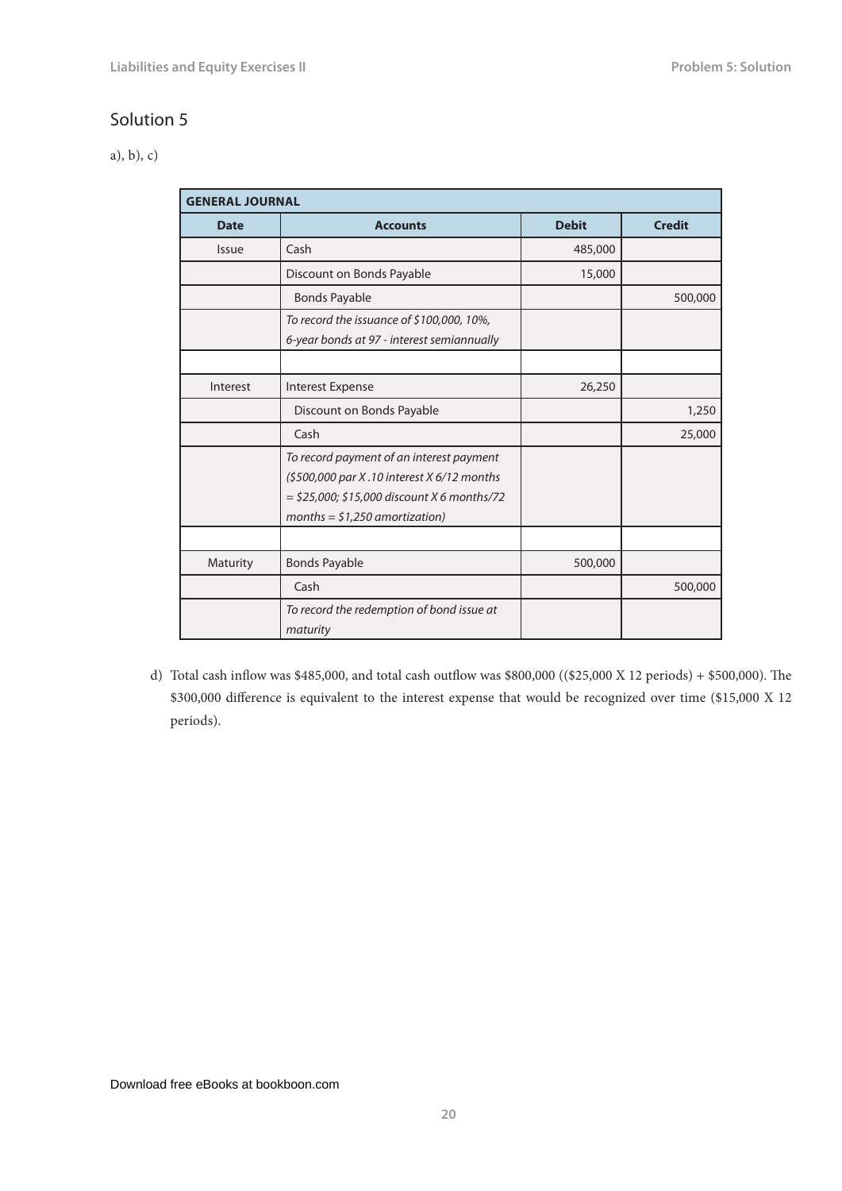## Solution 5

a), b), c)

| GENERAL JOURNAL | | | |
|---|---|---|---|
| **Date** | **Accounts** | **Debit** | **Credit** |
| Issue | Cash | 485,000 | |
| | Discount on Bonds Payable | 15,000 | |
| | Bonds Payable | | 500,000 |
| | *To record the issuance of $100,000, 10%, 6-year bonds at 97 - interest semiannually* | | |
| | | | |
| Interest | Interest Expense | 26,250 | |
| | Discount on Bonds Payable | | 1,250 |
| | Cash | | 25,000 |
| | *To record payment of an interest payment ($500,000 par X .10 interest X 6/12 months = $25,000; $15,000 discount X 6 months/72 months = $1,250 amortization)* | | |
| | | | |
| Maturity | Bonds Payable | 500,000 | |
| | Cash | | 500,000 |
| | *To record the redemption of bond issue at maturity* | | |

d) Total cash inflow was $485,000, and total cash outflow was $800,000 (($25,000 X 12 periods) + $500,000). The $300,000 difference is equivalent to the interest expense that would be recognized over time ($15,000 X 12 periods).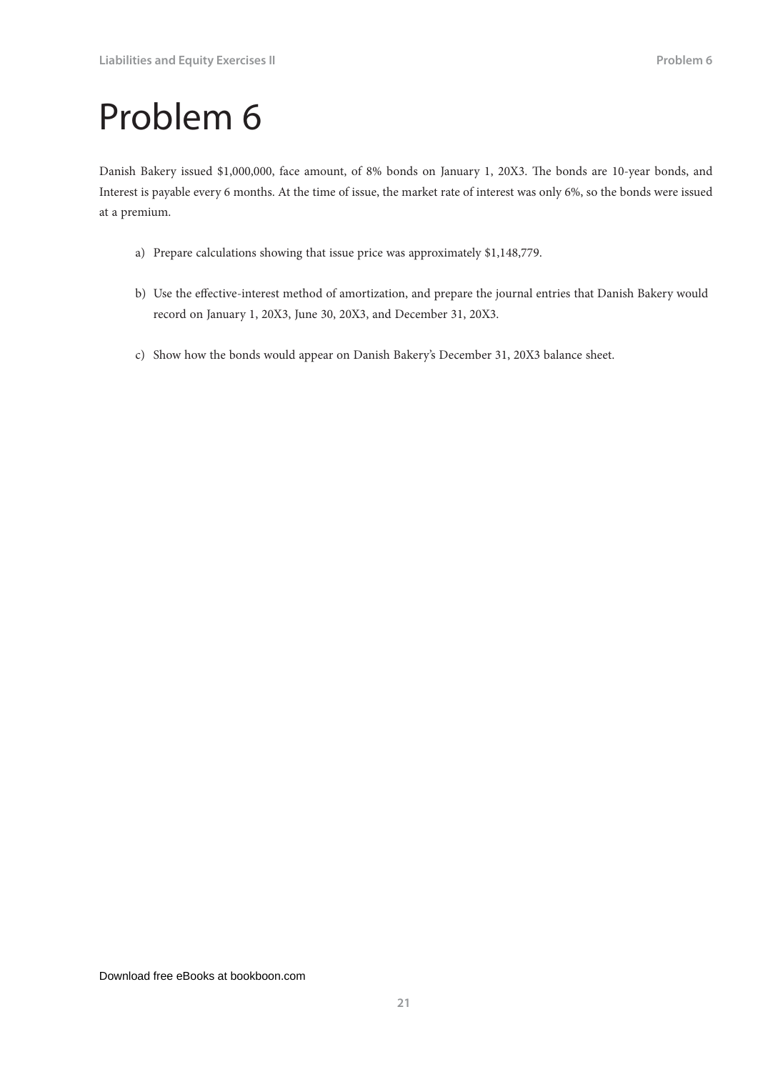# Problem 6

Danish Bakery issued $1,000,000, face amount, of 8% bonds on January 1, 20X3. The bonds are 10-year bonds, and Interest is payable every 6 months. At the time of issue, the market rate of interest was only 6%, so the bonds were issued at a premium.

a) Prepare calculations showing that issue price was approximately $1,148,779.

b) Use the effective-interest method of amortization, and prepare the journal entries that Danish Bakery would record on January 1, 20X3, June 30, 20X3, and December 31, 20X3.

c) Show how the bonds would appear on Danish Bakery's December 31, 20X3 balance sheet.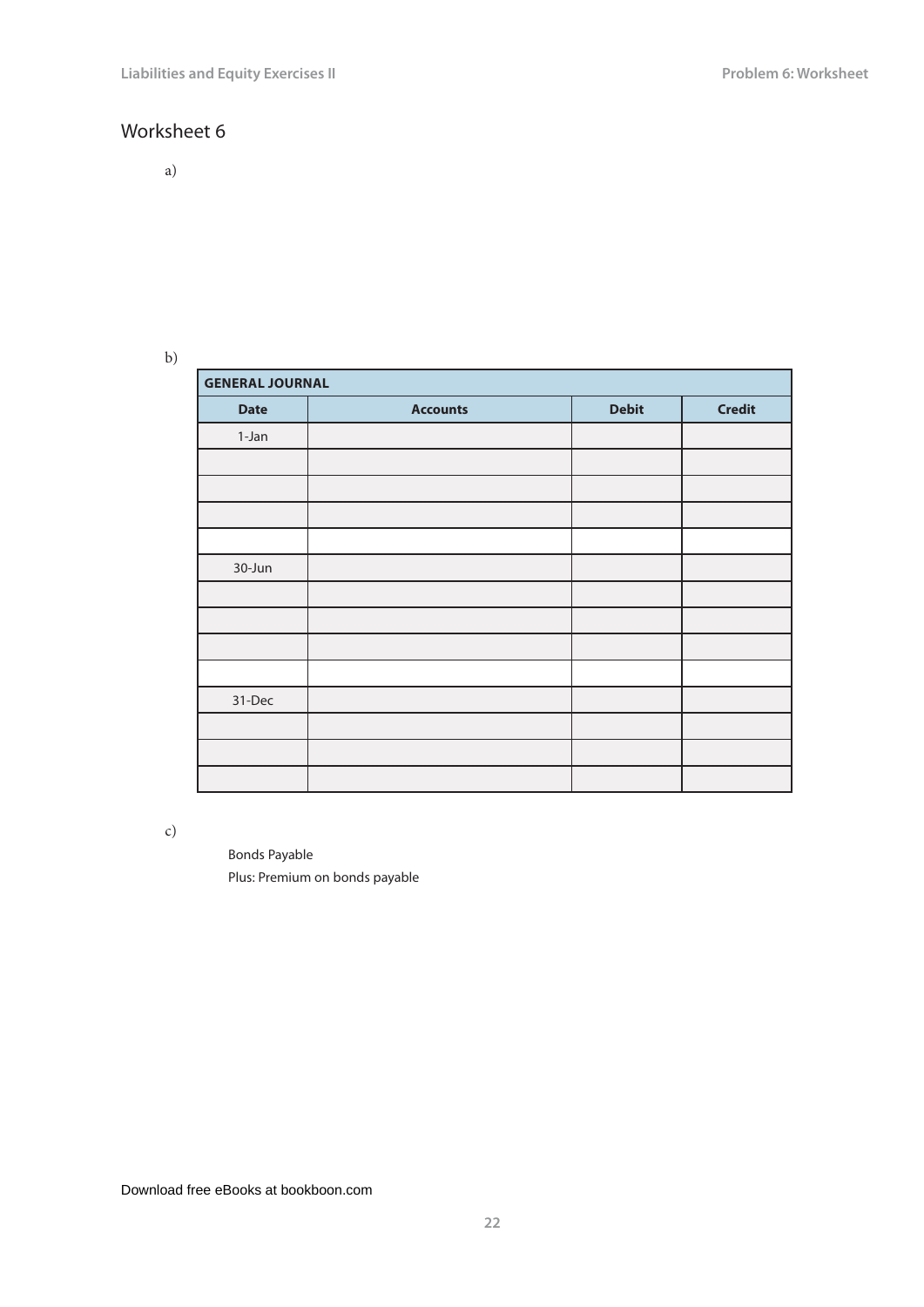# Worksheet 6

a)

b)

| GENERAL JOURNAL | | | |
|---|---|---|---|
| **Date** | **Accounts** | **Debit** | **Credit** |
| 1-Jan | | | |
| | | | |
| | | | |
| | | | |
| | | | |
| 30-Jun | | | |
| | | | |
| | | | |
| | | | |
| | | | |
| 31-Dec | | | |
| | | | |
| | | | |
| | | | |

c)

Bonds Payable
Plus: Premium on bonds payable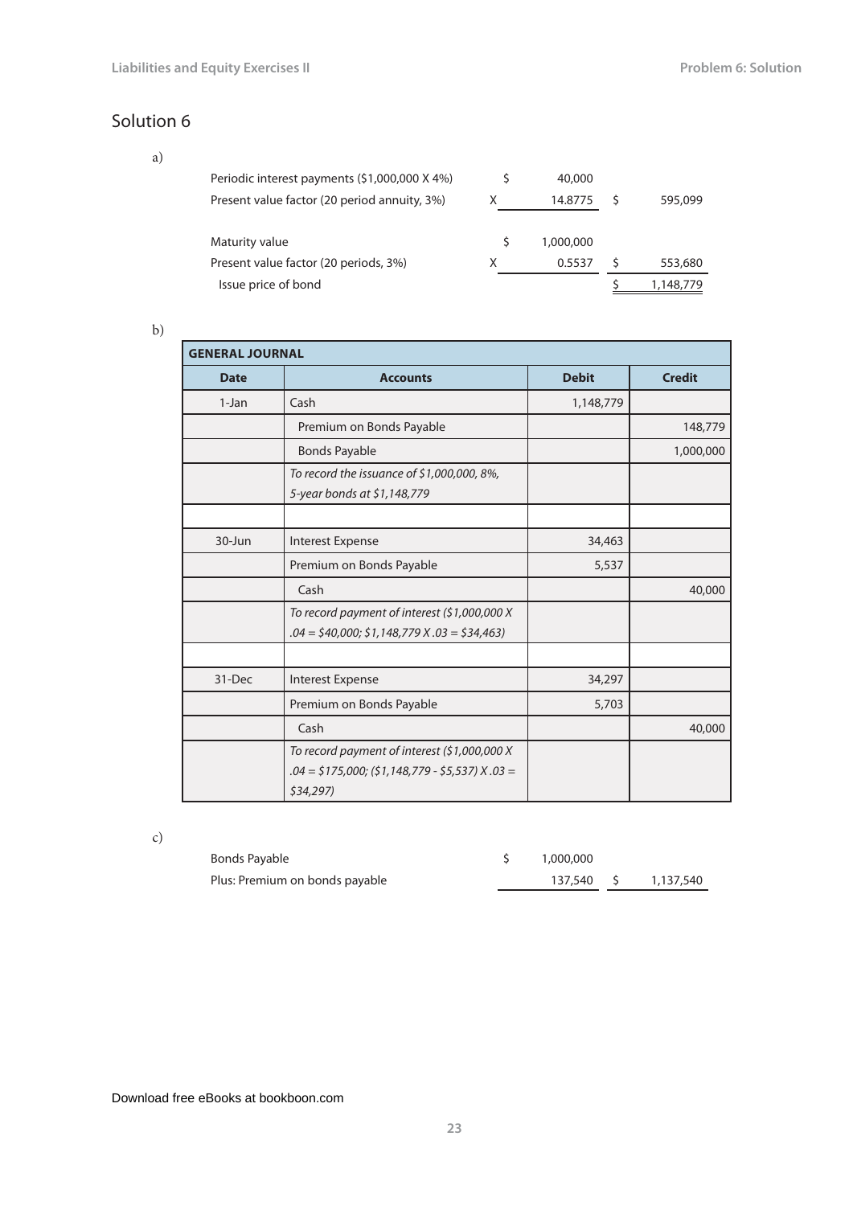# Solution 6

a)

| | | | | |
|---|---|---|---|---|
| Periodic interest payments ($1,000,000 X 4%) | $ | 40,000 | | |
| Present value factor (20 period annuity, 3%) | X | 14.8775 | $ | 595,099 |
| | | | | |
| Maturity value | $ | 1,000,000 | | |
| Present value factor (20 periods, 3%) | X | 0.5537 | $ | 553,680 |
| Issue price of bond | | | $ | 1,148,779 |

b)

| GENERAL JOURNAL | | | |
|---|---|---|---|
| **Date** | **Accounts** | **Debit** | **Credit** |
| 1-Jan | Cash | 1,148,779 | |
| | Premium on Bonds Payable | | 148,779 |
| | Bonds Payable | | 1,000,000 |
| | *To record the issuance of $1,000,000, 8%, 5-year bonds at $1,148,779* | | |
| | | | |
| 30-Jun | Interest Expense | 34,463 | |
| | Premium on Bonds Payable | 5,537 | |
| | Cash | | 40,000 |
| | *To record payment of interest ($1,000,000 X .04 = $40,000; $1,148,779 X .03 = $34,463)* | | |
| | | | |
| 31-Dec | Interest Expense | 34,297 | |
| | Premium on Bonds Payable | 5,703 | |
| | Cash | | 40,000 |
| | *To record payment of interest ($1,000,000 X .04 = $175,000; ($1,148,779 - $5,537) X .03 = $34,297)* | | |

c)

| | | | | |
|---|---|---|---|---|
| Bonds Payable | $ | 1,000,000 | | |
| Plus: Premium on bonds payable | | 137,540 | $ | 1,137,540 |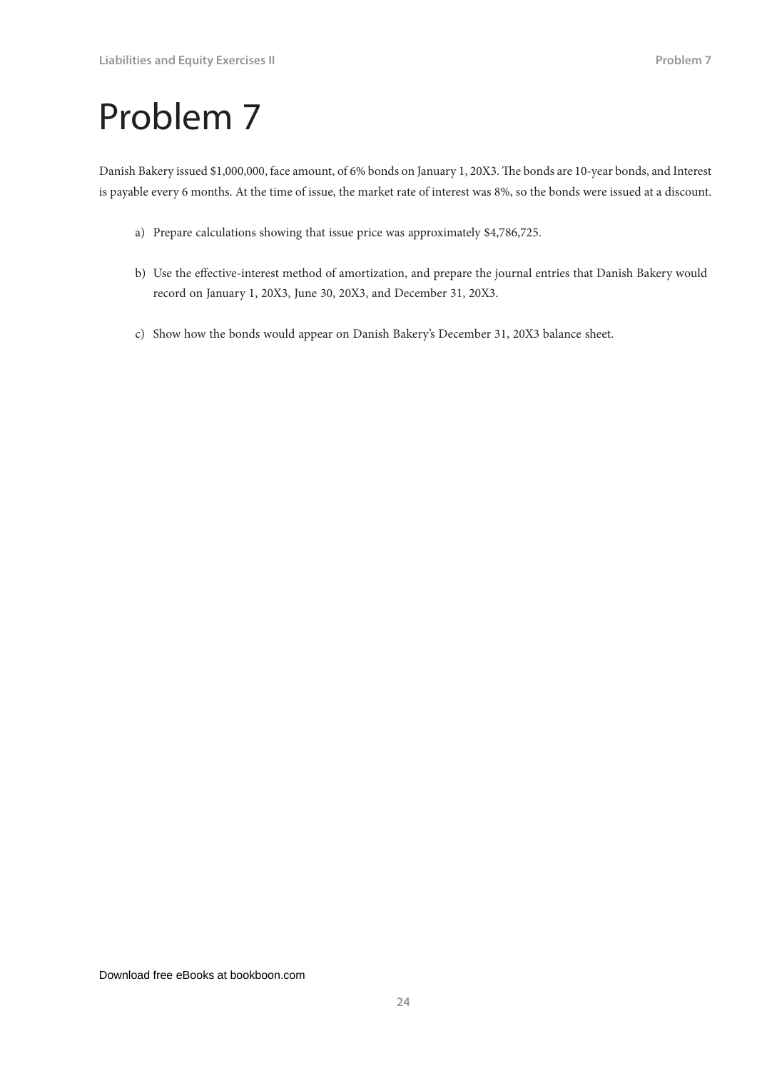# Problem 7

Danish Bakery issued $1,000,000, face amount, of 6% bonds on January 1, 20X3. The bonds are 10-year bonds, and Interest is payable every 6 months. At the time of issue, the market rate of interest was 8%, so the bonds were issued at a discount.

a) Prepare calculations showing that issue price was approximately $4,786,725.

b) Use the effective-interest method of amortization, and prepare the journal entries that Danish Bakery would record on January 1, 20X3, June 30, 20X3, and December 31, 20X3.

c) Show how the bonds would appear on Danish Bakery's December 31, 20X3 balance sheet.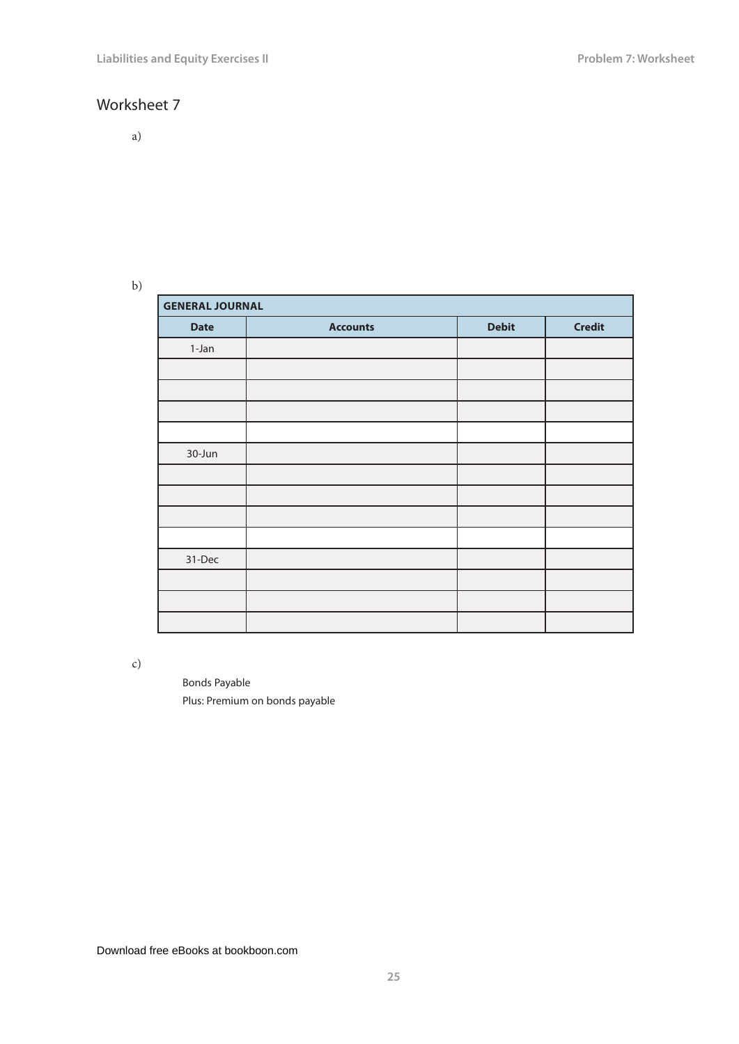## Worksheet 7

a)

b)

| GENERAL JOURNAL | | | |
|---|---|---|---|
| **Date** | **Accounts** | **Debit** | **Credit** |
| 1-Jan | | | |
| | | | |
| | | | |
| | | | |
| | | | |
| 30-Jun | | | |
| | | | |
| | | | |
| | | | |
| | | | |
| 31-Dec | | | |
| | | | |
| | | | |
| | | | |

c)

Bonds Payable
Plus: Premium on bonds payable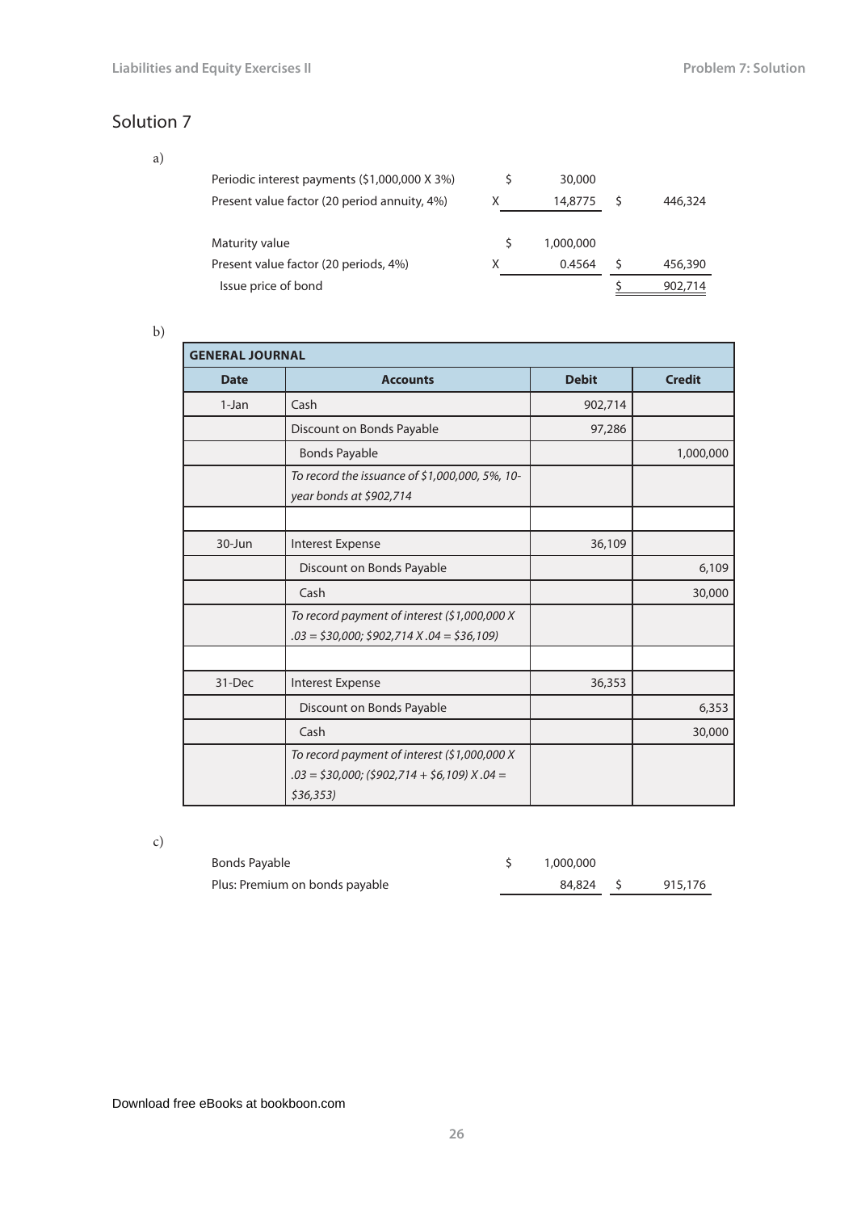## Solution 7

a)

| | | | | |
|---|---|---|---|---|
| Periodic interest payments ($1,000,000 X 3%) | $ | 30,000 | | |
| Present value factor (20 period annuity, 4%) | X | 14.8775 | $ | 446,324 |
| | | | | |
| Maturity value | $ | 1,000,000 | | |
| Present value factor (20 periods, 4%) | X | 0.4564 | $ | 456,390 |
| Issue price of bond | | | $ | 902,714 |

b)

| GENERAL JOURNAL | | | |
|---|---|---|---|
| **Date** | **Accounts** | **Debit** | **Credit** |
| 1-Jan | Cash | 902,714 | |
| | Discount on Bonds Payable | 97,286 | |
| | Bonds Payable | | 1,000,000 |
| | *To record the issuance of $1,000,000, 5%, 10-year bonds at $902,714* | | |
| | | | |
| 30-Jun | Interest Expense | 36,109 | |
| | Discount on Bonds Payable | | 6,109 |
| | Cash | | 30,000 |
| | *To record payment of interest ($1,000,000 X .03 = $30,000; $902,714 X .04 = $36,109)* | | |
| | | | |
| 31-Dec | Interest Expense | 36,353 | |
| | Discount on Bonds Payable | | 6,353 |
| | Cash | | 30,000 |
| | *To record payment of interest ($1,000,000 X .03 = $30,000; ($902,714 + $6,109) X .04 = $36,353)* | | |

c)

| | | | | |
|---|---|---|---|---|
| Bonds Payable | $ | 1,000,000 | | |
| Plus: Premium on bonds payable | | 84,824 | $ | 915,176 |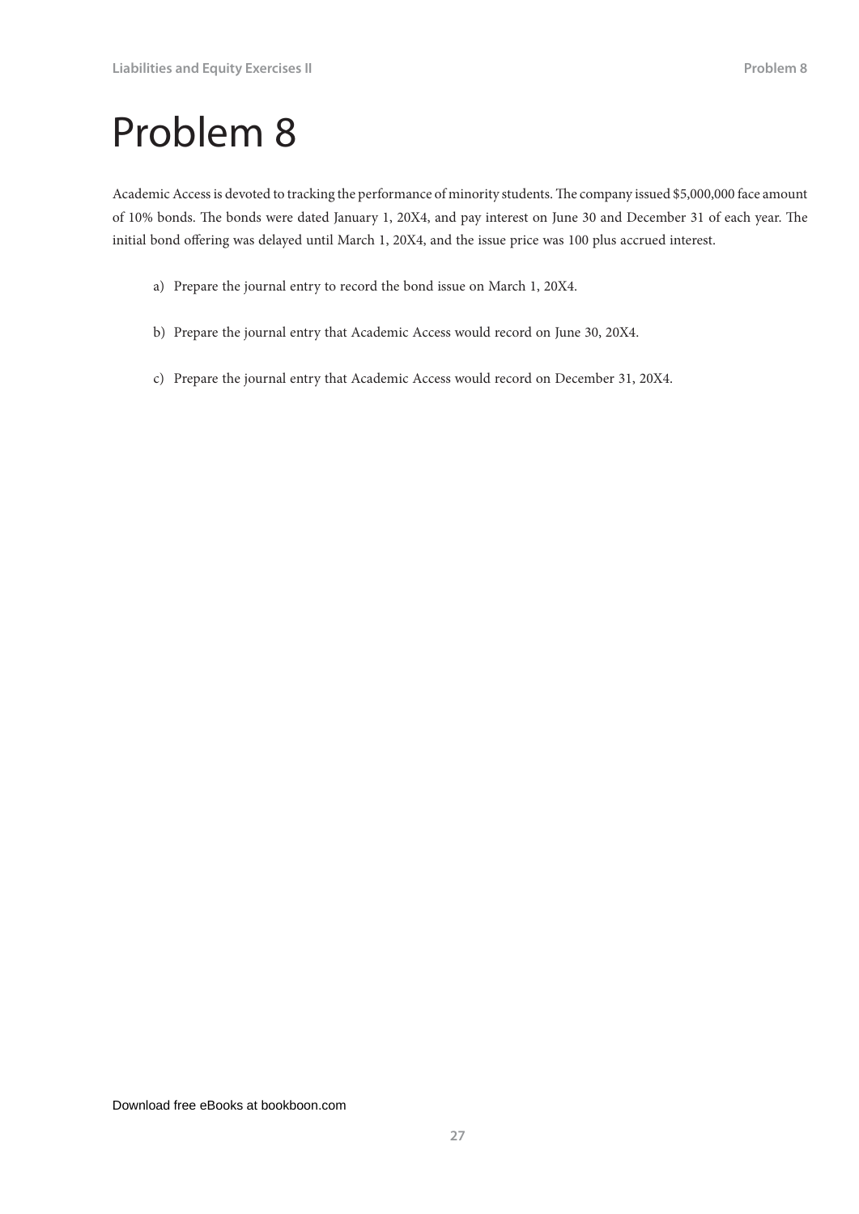# Problem 8

Academic Access is devoted to tracking the performance of minority students. The company issued $5,000,000 face amount of 10% bonds. The bonds were dated January 1, 20X4, and pay interest on June 30 and December 31 of each year. The initial bond offering was delayed until March 1, 20X4, and the issue price was 100 plus accrued interest.

a) Prepare the journal entry to record the bond issue on March 1, 20X4.

b) Prepare the journal entry that Academic Access would record on June 30, 20X4.

c) Prepare the journal entry that Academic Access would record on December 31, 20X4.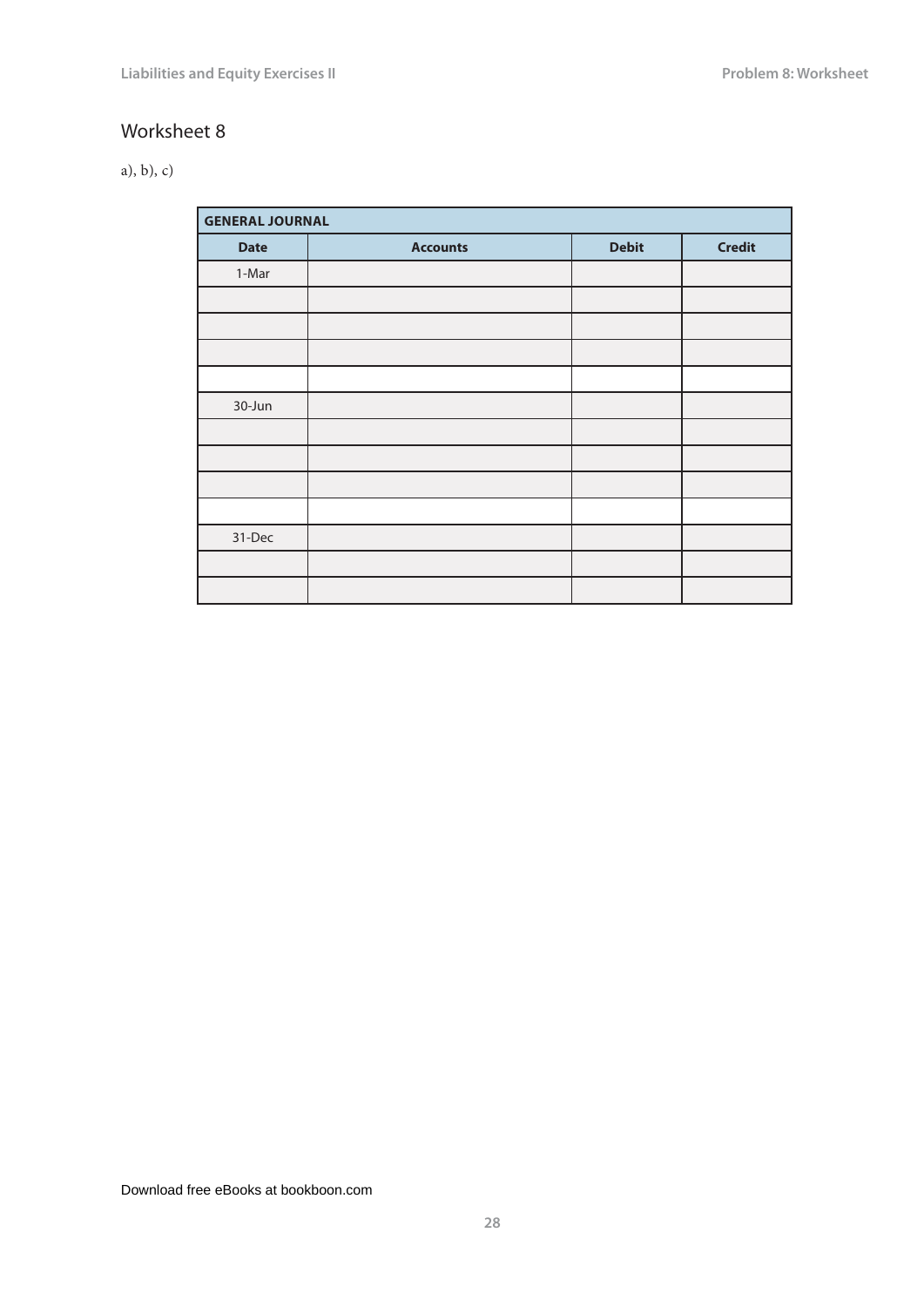## Worksheet 8

a), b), c)

| GENERAL JOURNAL | | | |
|---|---|---|---|
| **Date** | **Accounts** | **Debit** | **Credit** |
| 1-Mar | | | |
| | | | |
| | | | |
| | | | |
| | | | |
| 30-Jun | | | |
| | | | |
| | | | |
| | | | |
| | | | |
| 31-Dec | | | |
| | | | |
| | | | |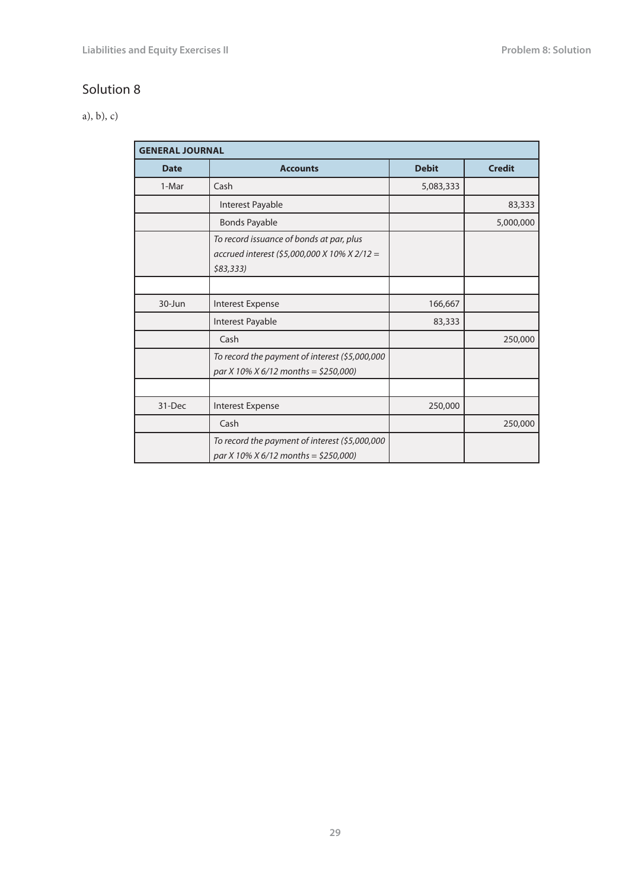## Solution 8

a), b), c)

| GENERAL JOURNAL | | | |
|---|---|---|---|
| **Date** | **Accounts** | **Debit** | **Credit** |
| 1-Mar | Cash | 5,083,333 | |
| | Interest Payable | | 83,333 |
| | Bonds Payable | | 5,000,000 |
| | *To record issuance of bonds at par, plus accrued interest ($5,000,000 X 10% X 2/12 = $83,333)* | | |
| | | | |
| 30-Jun | Interest Expense | 166,667 | |
| | Interest Payable | 83,333 | |
| | Cash | | 250,000 |
| | *To record the payment of interest ($5,000,000 par X 10% X 6/12 months = $250,000)* | | |
| | | | |
| 31-Dec | Interest Expense | 250,000 | |
| | Cash | | 250,000 |
| | *To record the payment of interest ($5,000,000 par X 10% X 6/12 months = $250,000)* | | |